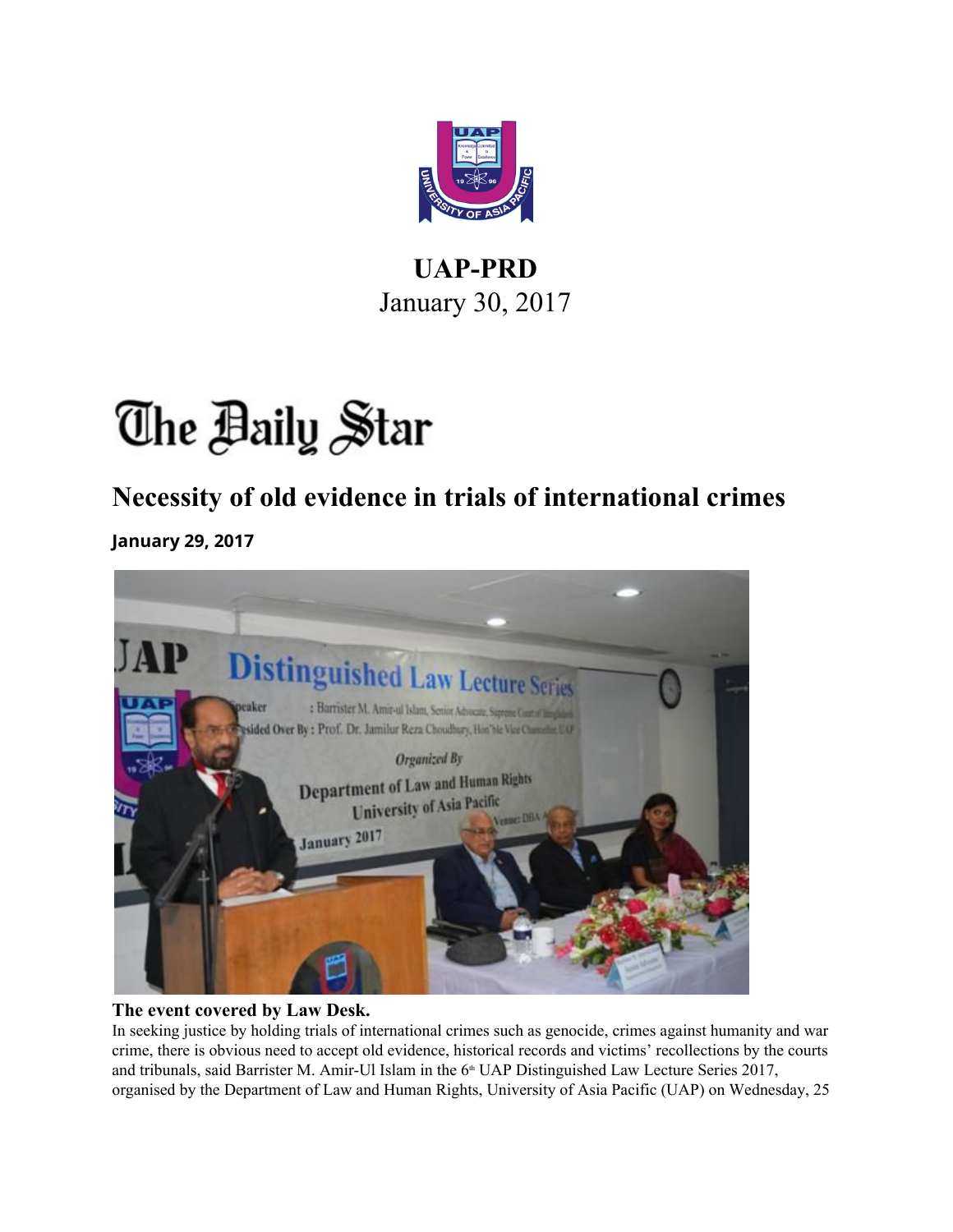**UAP-PRD**
January 30, 2017

# The Daily Star

## Necessity of old evidence in trials of international crimes

**January 29, 2017**

**The event covered by Law Desk.**

In seeking justice by holding trials of international crimes such as genocide, crimes against humanity and war crime, there is obvious need to accept old evidence, historical records and victims' recollections by the courts and tribunals, said Barrister M. Amir-Ul Islam in the 6th UAP Distinguished Law Lecture Series 2017, organised by the Department of Law and Human Rights, University of Asia Pacific (UAP) on Wednesday, 25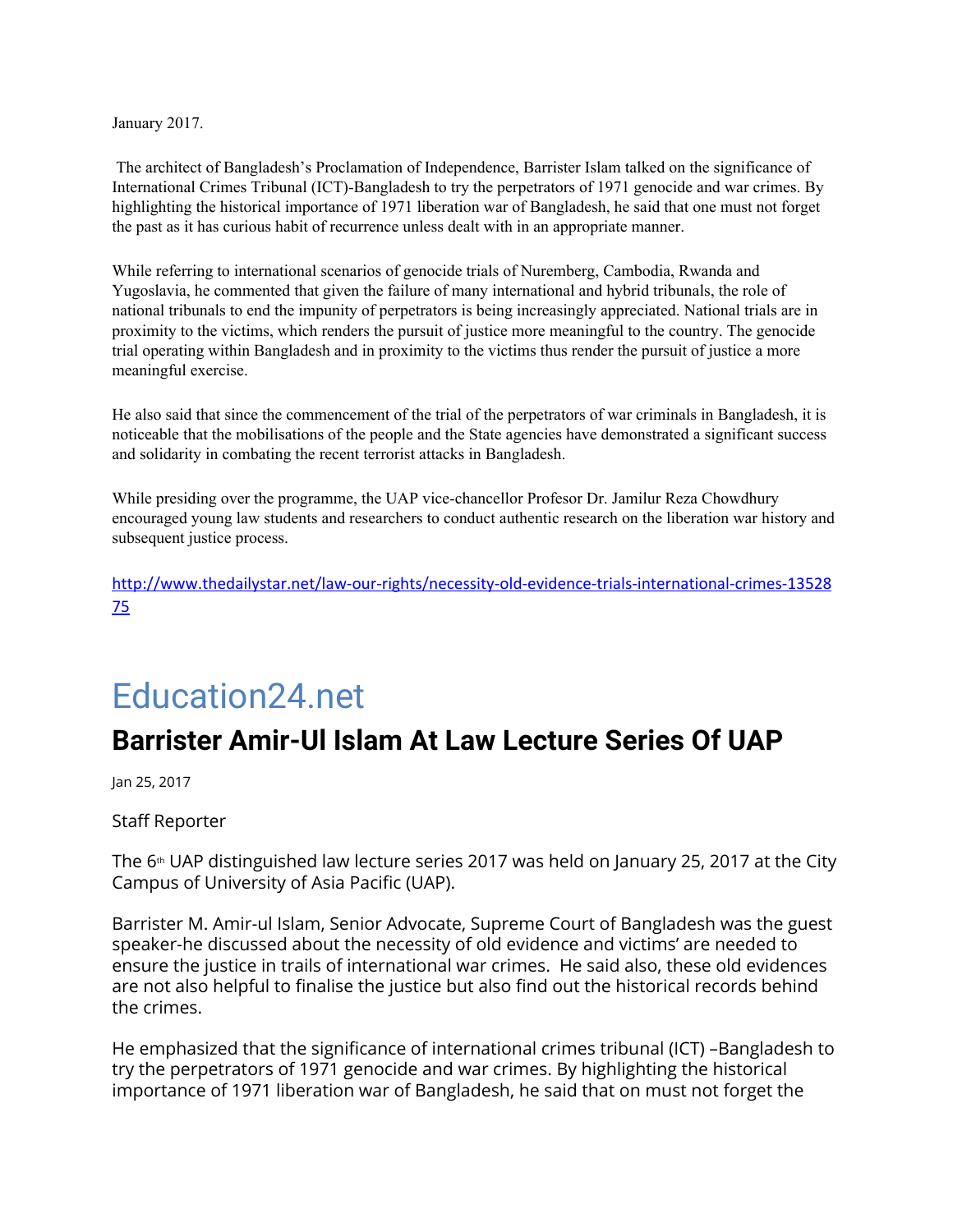January 2017.

The architect of Bangladesh's Proclamation of Independence, Barrister Islam talked on the significance of International Crimes Tribunal (ICT)-Bangladesh to try the perpetrators of 1971 genocide and war crimes. By highlighting the historical importance of 1971 liberation war of Bangladesh, he said that one must not forget the past as it has curious habit of recurrence unless dealt with in an appropriate manner.

While referring to international scenarios of genocide trials of Nuremberg, Cambodia, Rwanda and Yugoslavia, he commented that given the failure of many international and hybrid tribunals, the role of national tribunals to end the impunity of perpetrators is being increasingly appreciated. National trials are in proximity to the victims, which renders the pursuit of justice more meaningful to the country. The genocide trial operating within Bangladesh and in proximity to the victims thus render the pursuit of justice a more meaningful exercise.

He also said that since the commencement of the trial of the perpetrators of war criminals in Bangladesh, it is noticeable that the mobilisations of the people and the State agencies have demonstrated a significant success and solidarity in combating the recent terrorist attacks in Bangladesh.

While presiding over the programme, the UAP vice-chancellor Profesor Dr. Jamilur Reza Chowdhury encouraged young law students and researchers to conduct authentic research on the liberation war history and subsequent justice process.

http://www.thedailystar.net/law-our-rights/necessity-old-evidence-trials-international-crimes-1352875

# Education24.net

## Barrister Amir-Ul Islam At Law Lecture Series Of UAP

Jan 25, 2017

Staff Reporter

The 6th UAP distinguished law lecture series 2017 was held on January 25, 2017 at the City Campus of University of Asia Pacific (UAP).

Barrister M. Amir-ul Islam, Senior Advocate, Supreme Court of Bangladesh was the guest speaker-he discussed about the necessity of old evidence and victims' are needed to ensure the justice in trails of international war crimes. He said also, these old evidences are not also helpful to finalise the justice but also find out the historical records behind the crimes.

He emphasized that the significance of international crimes tribunal (ICT) –Bangladesh to try the perpetrators of 1971 genocide and war crimes. By highlighting the historical importance of 1971 liberation war of Bangladesh, he said that on must not forget the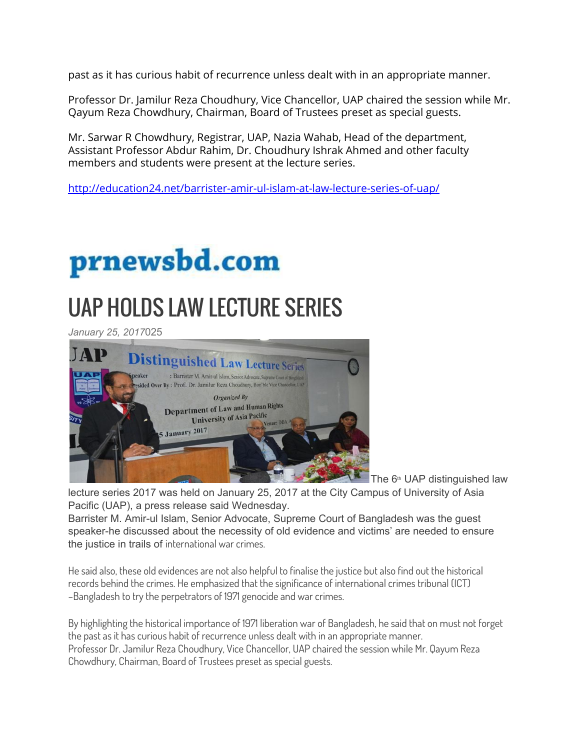past as it has curious habit of recurrence unless dealt with in an appropriate manner.

Professor Dr. Jamilur Reza Choudhury, Vice Chancellor, UAP chaired the session while Mr. Qayum Reza Chowdhury, Chairman, Board of Trustees preset as special guests.

Mr. Sarwar R Chowdhury, Registrar, UAP, Nazia Wahab, Head of the department, Assistant Professor Abdur Rahim, Dr. Choudhury Ishrak Ahmed and other faculty members and students were present at the lecture series.

http://education24.net/barrister-amir-ul-islam-at-law-lecture-series-of-uap/

# prnewsbd.com

# UAP HOLDS LAW LECTURE SERIES

*January 25, 2017*025

The 6th UAP distinguished law lecture series 2017 was held on January 25, 2017 at the City Campus of University of Asia Pacific (UAP), a press release said Wednesday.
Barrister M. Amir-ul Islam, Senior Advocate, Supreme Court of Bangladesh was the guest speaker-he discussed about the necessity of old evidence and victims' are needed to ensure the justice in trails of international war crimes.

He said also, these old evidences are not also helpful to finalise the justice but also find out the historical records behind the crimes. He emphasized that the significance of international crimes tribunal (ICT) –Bangladesh to try the perpetrators of 1971 genocide and war crimes.

By highlighting the historical importance of 1971 liberation war of Bangladesh, he said that on must not forget the past as it has curious habit of recurrence unless dealt with in an appropriate manner.
Professor Dr. Jamilur Reza Choudhury, Vice Chancellor, UAP chaired the session while Mr. Qayum Reza Chowdhury, Chairman, Board of Trustees preset as special guests.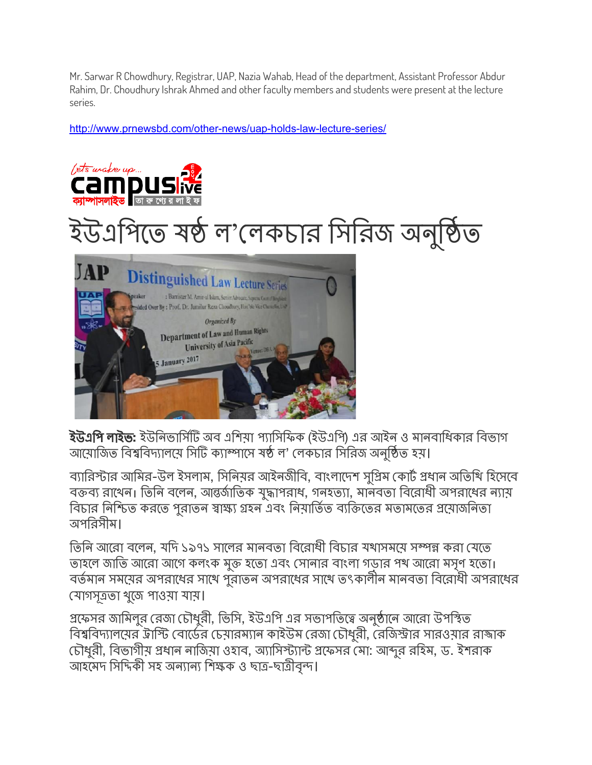Mr. Sarwar R Chowdhury, Registrar, UAP, Nazia Wahab, Head of the department, Assistant Professor Abdur Rahim, Dr. Choudhury Ishrak Ahmed and other faculty members and students were present at the lecture series.

http://www.prnewsbd.com/other-news/uap-holds-law-lecture-series/

# ইউএপিতে ষষ্ঠ ল'লেকচার সিরিজ অনুষ্ঠিত

**ইউএপি লাইভ:** ইউনিভার্সিটি অব এশিয়া প্যাসিফিক (ইউএপি) এর আইন ও মানবাধিকার বিভাগ আয়োজিত বিশ্ববিদ্যালয়ে সিটি ক্যাম্পাসে ষষ্ঠ ল' লেকচার সিরিজ অনুষ্ঠিত হয়।

ব্যারিস্টার আমির-উল ইসলাম, সিনিয়র আইনজীবি, বাংলাদেশ সুপ্রিম কোর্ট প্রধান অতিথি হিসেবে বক্তব্য রাখেন। তিনি বলেন, আন্তর্জাতিক যুদ্ধাপরাধ, গনহত্যা, মানবতা বিরোধী অপরাধের ন্যায় বিচার নিশ্চিত করতে পুরাতন স্বাক্ষ্য গ্রহন এবং নিয়ার্তিত ব্যক্তিতের মতামতের প্রয়োজনিতা অপরিসীম।

তিনি আরো বলেন, যদি ১৯৭১ সালের মানবতা বিরোধী বিচার যথাসময়ে সম্পন্ন করা যেতে তাহলে জাতি আরো আগে কলংক মুক্ত হতো এবং সোনার বাংলা গড়ার পথ আরো মসৃণ হতো। বর্তমান সময়ের অপরাধের সাথে পুরাতন অপরাধের সাথে তৎকালীন মানবতা বিরোধী অপরাধের যোগসূত্রতা খুজে পাওয়া যায়।

প্রফেসর জামিলুর রেজা চৌধুরী, ভিসি, ইউএপি এর সভাপতিত্বে অনুষ্ঠানে আরো উপস্থিত বিশ্ববিদ্যালয়ের ট্রাস্টি বোর্ডের চেয়ারম্যান কাইউম রেজা চৌধুরী, রেজিস্ট্রার সারওয়ার রাজ্জাক চৌধুরী, বিভাগীয় প্রধান নাজিয়া ওহাব, অ্যাসিস্ট্যান্ট প্রফেসর মো: আব্দুর রহিম, ড. ইশরাক আহমেদ সিদ্দিকী সহ অন্যান্য শিক্ষক ও ছাত্র-ছাত্রীবৃন্দ।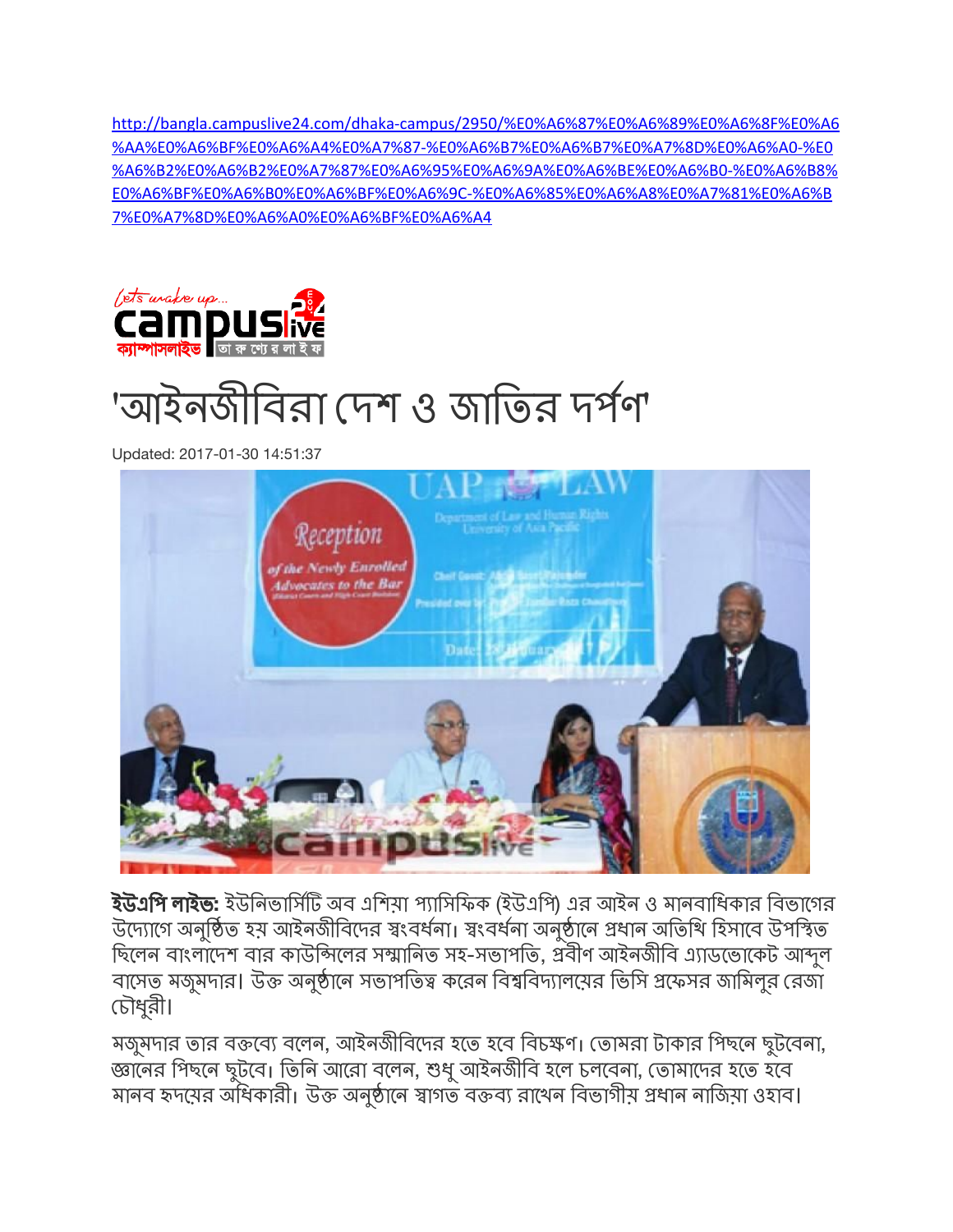http://bangla.campuslive24.com/dhaka-campus/2950/%E0%A6%87%E0%A6%89%E0%A6%8F%E0%A6%AA%E0%A6%BF%E0%A6%A4%E0%A7%87-%E0%A6%B7%E0%A6%B7%E0%A7%8D%E0%A6%A0-%E0%A6%B2%E0%A6%B2%E0%A7%87%E0%A6%95%E0%A6%9A%E0%A6%BE%E0%A6%B0-%E0%A6%B8%E0%A6%BF%E0%A6%B0%E0%A6%BF%E0%A6%9C-%E0%A6%85%E0%A6%A8%E0%A7%81%E0%A6%B7%E0%A7%8D%E0%A6%A0%E0%A6%BF%E0%A6%A4

# 'আইনজীবিরা দেশ ও জাতির দর্পণ'

Updated: 2017-01-30 14:51:37

**ইউএপি লাইভ:** ইউনিভার্সিটি অব এশিয়া প্যাসিফিক (ইউএপি) এর আইন ও মানবাধিকার বিভাগের উদ্যোগে অনুষ্ঠিত হয় আইনজীবিদের স্বংবর্ধনা। স্বংবর্ধনা অনুষ্ঠানে প্রধান অতিথি হিসাবে উপস্থিত ছিলেন বাংলাদেশ বার কাউন্সিলের সম্মানিত সহ-সভাপতি, প্রবীণ আইনজীবি এ্যাডভোকেট আব্দুল বাসেত মজুমদার। উক্ত অনুষ্ঠানে সভাপতিত্ব করেন বিশ্ববিদ্যালয়ের ভিসি প্রফেসর জামিলুর রেজা চৌধুরী।

মজুমদার তার বক্তব্যে বলেন, আইনজীবিদের হতে হবে বিচক্ষণ। তোমরা টাকার পিছনে ছুটবেনা, জ্ঞানের পিছনে ছুটবে। তিনি আরো বলেন, শুধু আইনজীবি হলে চলবেনা, তোমাদের হতে হবে মানব হৃদয়ের অধিকারী। উক্ত অনুষ্ঠানে স্বাগত বক্তব্য রাখেন বিভাগীয় প্রধান নাজিয়া ওহাব।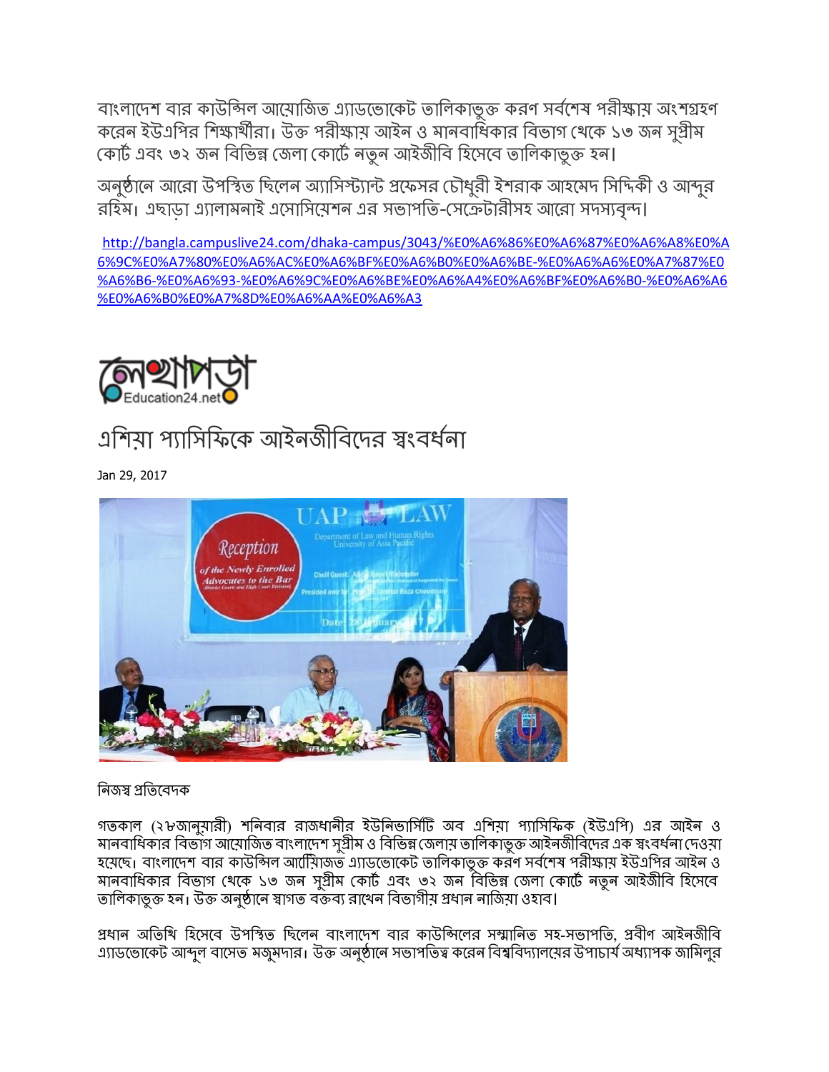বাংলাদেশ বার কাউন্সিল আয়োজিত এ্যাডভোকেট তালিকাভুক্ত করণ সর্বশেষ পরীক্ষায় অংশগ্রহণ করেন ইউএপির শিক্ষার্থীরা। উক্ত পরীক্ষায় আইন ও মানবাধিকার বিভাগ থেকে ১৩ জন সুপ্রীম কোর্ট এবং ৩২ জন বিভিন্ন জেলা কোর্টে নতুন আইজীবি হিসেবে তালিকাভুক্ত হন।

অনুষ্ঠানে আরো উপস্থিত ছিলেন অ্যাসিস্ট্যান্ট প্রফেসর চৌধুরী ইশরাক আহমেদ সিদ্দিকী ও আব্দুর রহিম। এছাড়া এ্যালামনাই এসোসিয়েশন এর সভাপতি-সেক্রেটারীসহ আরো সদস্যবৃন্দ।

http://bangla.campuslive24.com/dhaka-campus/3043/%E0%A6%86%E0%A6%87%E0%A6%A8%E0%A6%9C%E0%A7%80%E0%A6%AC%E0%A6%BF%E0%A6%B0%E0%A6%BE-%E0%A6%A6%E0%A7%87%E0%A6%B6-%E0%A6%93-%E0%A6%9C%E0%A6%BE%E0%A6%A4%E0%A6%BF%E0%A6%B0-%E0%A6%A6%E0%A6%B0%E0%A7%8D%E0%A6%AA%E0%A6%A3

লেখাপড়া Education24.net

# এশিয়া প্যাসিফিকে আইনজীবিদের স্বংবর্ধনা

Jan 29, 2017

নিজস্ব প্রতিবেদক

গতকাল (২৮জানুয়ারী) শনিবার রাজধানীর ইউনিভার্সিটি অব এশিয়া প্যাসিফিক (ইউএপি) এর আইন ও মানবাধিকার বিভাগ আয়োজিত বাংলাদেশ সুপ্রীম ও বিভিন্ন জেলায় তালিকাভুক্ত আইনজীবিদের এক স্বংবর্ধনা দেওয়া হয়েছে। বাংলাদেশ বার কাউন্সিল আয়োজিত এ্যাডভোকেট তালিকাভুক্ত করণ সর্বশেষ পরীক্ষায় ইউএপির আইন ও মানবাধিকার বিভাগ থেকে ১৩ জন সুপ্রীম কোর্ট এবং ৩২ জন বিভিন্ন জেলা কোর্টে নতুন আইজীবি হিসেবে তালিকাভুক্ত হন। উক্ত অনুষ্ঠানে স্বাগত বক্তব্য রাখেন বিভাগীয় প্রধান নাজিয়া ওহাব।

প্রধান অতিথি হিসেবে উপস্থিত ছিলেন বাংলাদেশ বার কাউন্সিলের সম্মানিত সহ-সভাপতি, প্রবীণ আইনজীবি এ্যাডভোকেট আব্দুল বাসেত মজুমদার। উক্ত অনুষ্ঠানে সভাপতিত্ব করেন বিশ্ববিদ্যালয়ের উপাচার্য অধ্যাপক জামিলুর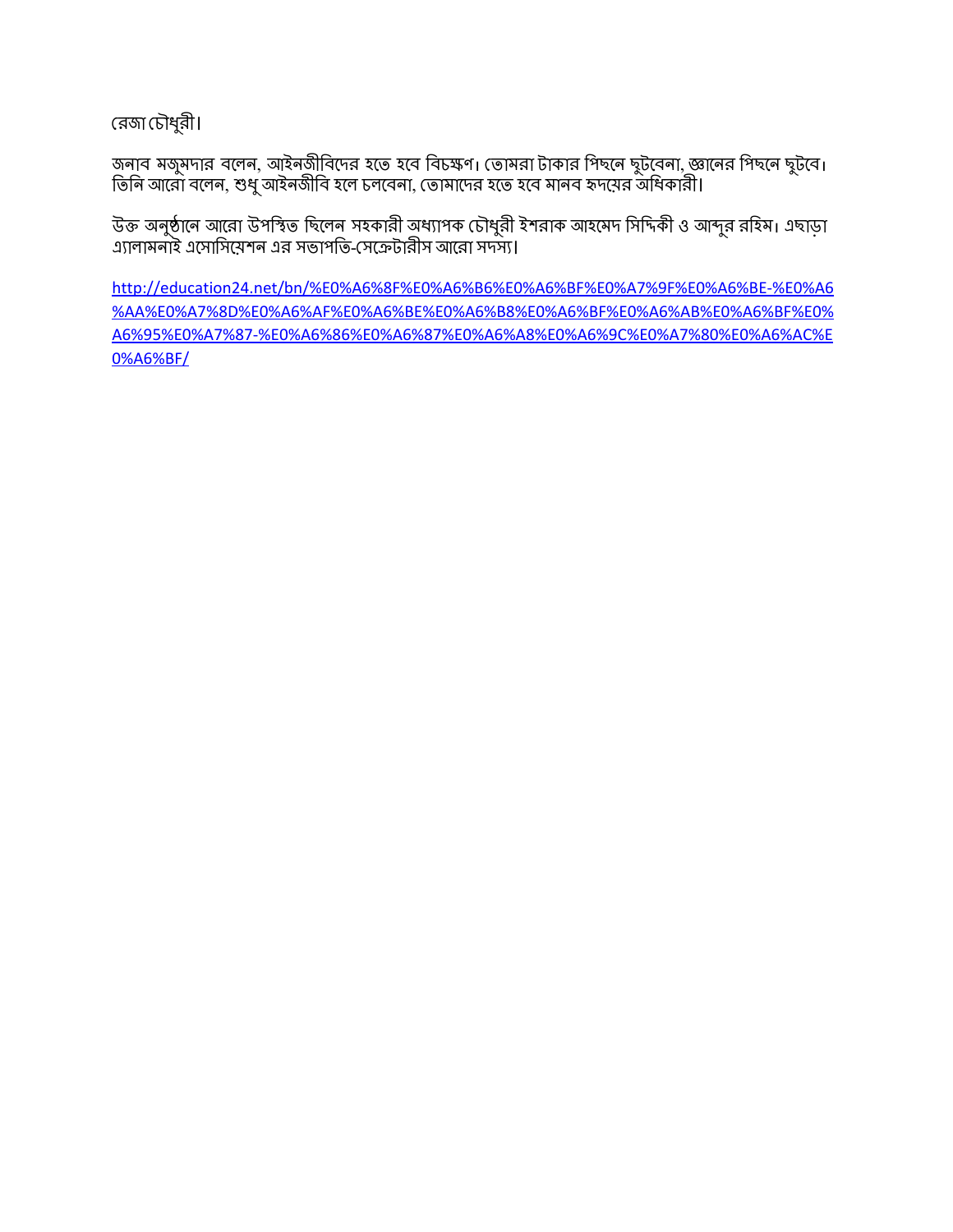রেজা চৌধুরী।

জনাব মজুমদার বলেন, আইনজীবিদের হতে হবে বিচক্ষণ। তোমরা টাকার পিছনে ছুটবেনা, জ্ঞানের পিছনে ছুটবে। তিনি আরো বলেন, শুধু আইনজীবি হলে চলবেনা, তোমাদের হতে হবে মানব হৃদয়ের অধিকারী।

উক্ত অনুষ্ঠানে আরো উপস্থিত ছিলেন সহকারী অধ্যাপক চৌধুরী ইশরাক আহমেদ সিদ্দিকী ও আব্দুর রহিম। এছাড়া এ্যালামনাই এসোসিয়েশন এর সভাপতি-সেক্রেটারীস আরো সদস্য।

http://education24.net/bn/%E0%A6%8F%E0%A6%B6%E0%A6%BF%E0%A7%9F%E0%A6%BE-%E0%A6%AA%E0%A7%8D%E0%A6%AF%E0%A6%BE%E0%A6%B8%E0%A6%BF%E0%A6%AB%E0%A6%BF%E0%A6%95%E0%A7%87-%E0%A6%86%E0%A6%87%E0%A6%A8%E0%A6%9C%E0%A7%80%E0%A6%AC%E0%A6%BF/